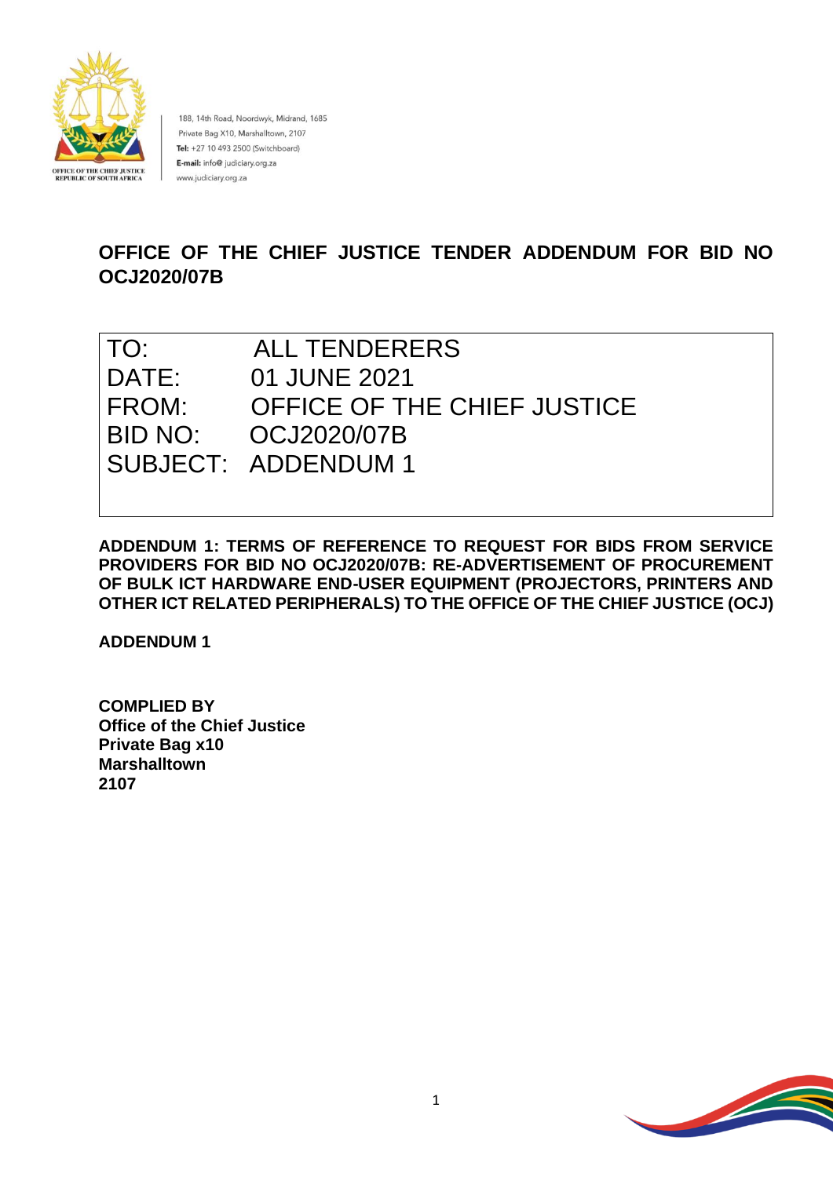188, 14th Road, Noordwyk, Midrand, 1685
Private Bag X10, Marshalltown, 2107
**Tel:** +27 10 493 2500 (Switchboard)
**E-mail:** info@ judiciary.org.za
www.judiciary.org.za

OFFICE OF THE CHIEF JUSTICE
REPUBLIC OF SOUTH AFRICA

# OFFICE OF THE CHIEF JUSTICE TENDER ADDENDUM FOR BID NO OCJ2020/07B

| | |
|---|---|
| TO: | ALL TENDERERS |
| DATE: | 01 JUNE 2021 |
| FROM: | OFFICE OF THE CHIEF JUSTICE |
| BID NO: | OCJ2020/07B |
| SUBJECT: | ADDENDUM 1 |

**ADDENDUM 1: TERMS OF REFERENCE TO REQUEST FOR BIDS FROM SERVICE PROVIDERS FOR BID NO OCJ2020/07B: RE-ADVERTISEMENT OF PROCUREMENT OF BULK ICT HARDWARE END-USER EQUIPMENT (PROJECTORS, PRINTERS AND OTHER ICT RELATED PERIPHERALS) TO THE OFFICE OF THE CHIEF JUSTICE (OCJ)**

**ADDENDUM 1**

**COMPLIED BY**
**Office of the Chief Justice**
**Private Bag x10**
**Marshalltown**
**2107**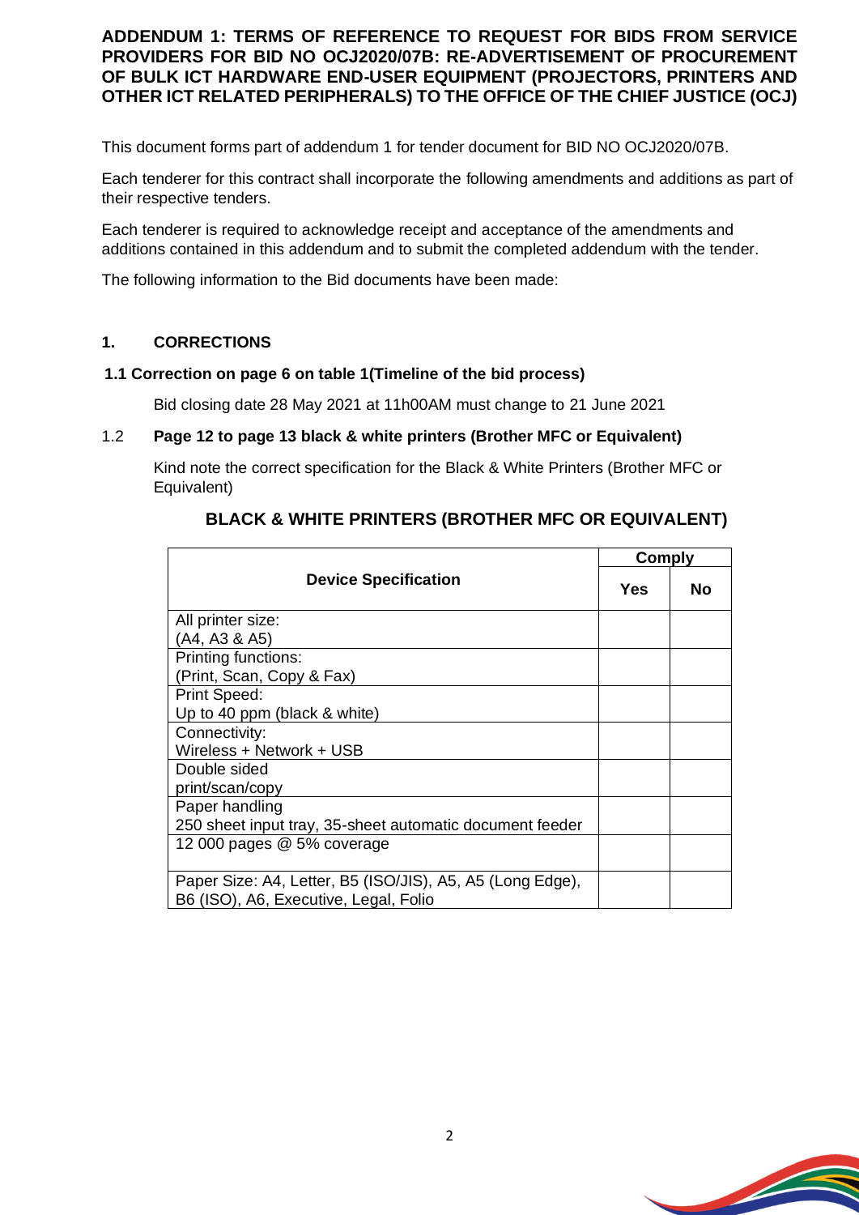**ADDENDUM 1: TERMS OF REFERENCE TO REQUEST FOR BIDS FROM SERVICE PROVIDERS FOR BID NO OCJ2020/07B: RE-ADVERTISEMENT OF PROCUREMENT OF BULK ICT HARDWARE END-USER EQUIPMENT (PROJECTORS, PRINTERS AND OTHER ICT RELATED PERIPHERALS) TO THE OFFICE OF THE CHIEF JUSTICE (OCJ)**

This document forms part of addendum 1 for tender document for BID NO OCJ2020/07B.

Each tenderer for this contract shall incorporate the following amendments and additions as part of their respective tenders.

Each tenderer is required to acknowledge receipt and acceptance of the amendments and additions contained in this addendum and to submit the completed addendum with the tender.

The following information to the Bid documents have been made:

## 1. CORRECTIONS

### 1.1 Correction on page 6 on table 1(Timeline of the bid process)

Bid closing date 28 May 2021 at 11h00AM must change to 21 June 2021

### 1.2 Page 12 to page 13 black & white printers (Brother MFC or Equivalent)

Kind note the correct specification for the Black & White Printers (Brother MFC or Equivalent)

**BLACK & WHITE PRINTERS (BROTHER MFC OR EQUIVALENT)**

| Device Specification | Comply | |
|---|---|---|
| | **Yes** | **No** |
| All printer size:<br>(A4, A3 & A5) | | |
| Printing functions:<br>(Print, Scan, Copy & Fax) | | |
| Print Speed:<br>Up to 40 ppm (black & white) | | |
| Connectivity:<br>Wireless + Network + USB | | |
| Double sided<br>print/scan/copy | | |
| Paper handling<br>250 sheet input tray, 35-sheet automatic document feeder | | |
| 12 000 pages @ 5% coverage | | |
| Paper Size: A4, Letter, B5 (ISO/JIS), A5, A5 (Long Edge), B6 (ISO), A6, Executive, Legal, Folio | | |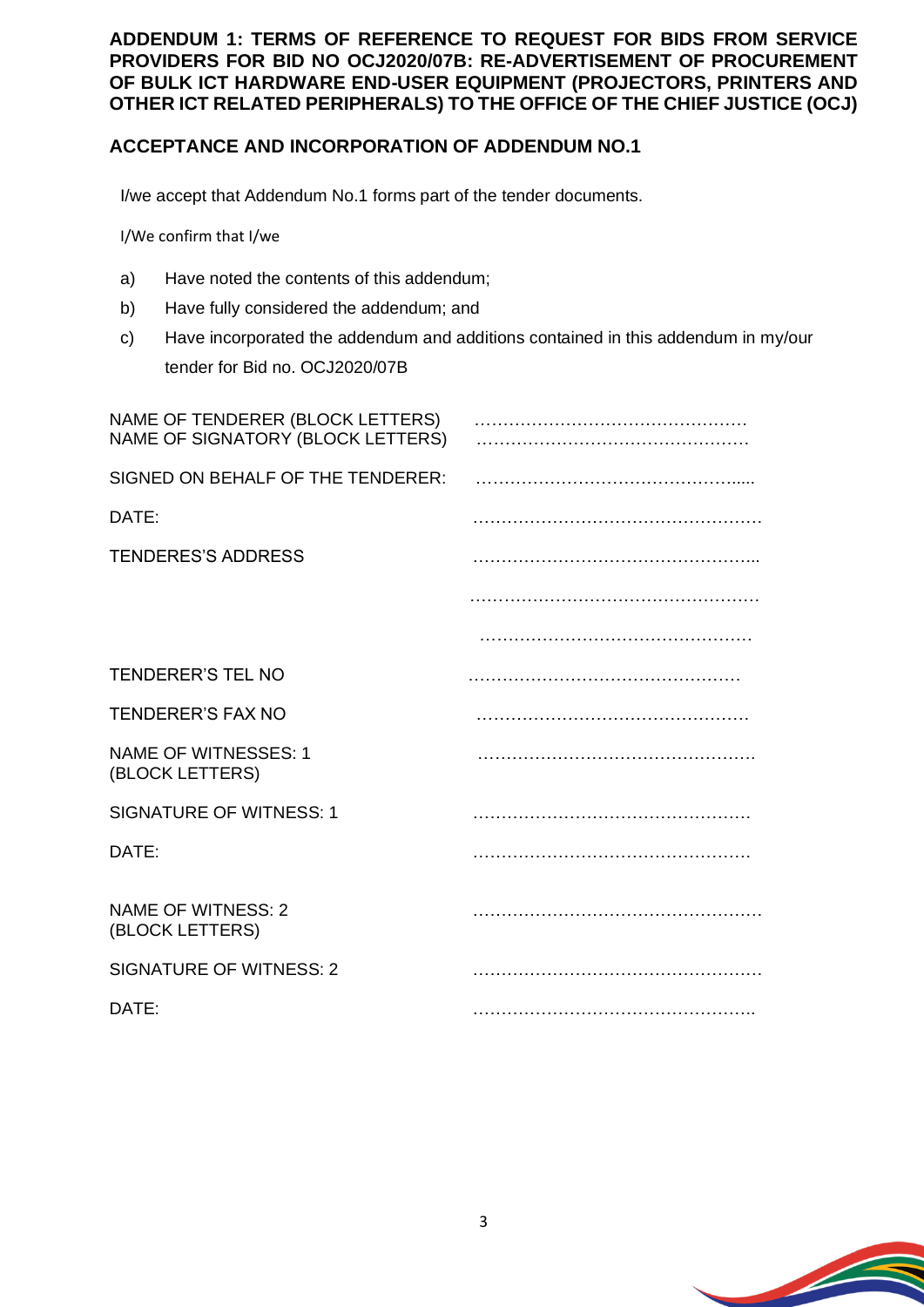**ADDENDUM 1: TERMS OF REFERENCE TO REQUEST FOR BIDS FROM SERVICE PROVIDERS FOR BID NO OCJ2020/07B: RE-ADVERTISEMENT OF PROCUREMENT OF BULK ICT HARDWARE END-USER EQUIPMENT (PROJECTORS, PRINTERS AND OTHER ICT RELATED PERIPHERALS) TO THE OFFICE OF THE CHIEF JUSTICE (OCJ)**

**ACCEPTANCE AND INCORPORATION OF ADDENDUM NO.1**

I/we accept that Addendum No.1 forms part of the tender documents.

I/We confirm that I/we

a) Have noted the contents of this addendum;

b) Have fully considered the addendum; and

c) Have incorporated the addendum and additions contained in this addendum in my/our tender for Bid no. OCJ2020/07B

| | |
|---|---|
| NAME OF TENDERER (BLOCK LETTERS) | ………………………………………… |
| NAME OF SIGNATORY (BLOCK LETTERS) | ………………………………………… |
| SIGNED ON BEHALF OF THE TENDERER: | ……………………………………….... |
| DATE: | …………………………………………… |
| TENDERES'S ADDRESS | ………………………………………….. |
| | …………………………………………… |
| | ………………………………………… |
| TENDERER'S TEL NO | ………………………………………… |
| TENDERER'S FAX NO | ………………………………………… |
| NAME OF WITNESSES: 1 (BLOCK LETTERS) | …………………………………………. |
| SIGNATURE OF WITNESS: 1 | ………………………………………… |
| DATE: | …………………………………………. |
| NAME OF WITNESS: 2 (BLOCK LETTERS) | …………………………………………… |
| SIGNATURE OF WITNESS: 2 | …………………………………………… |
| DATE: | ………………………………………….. |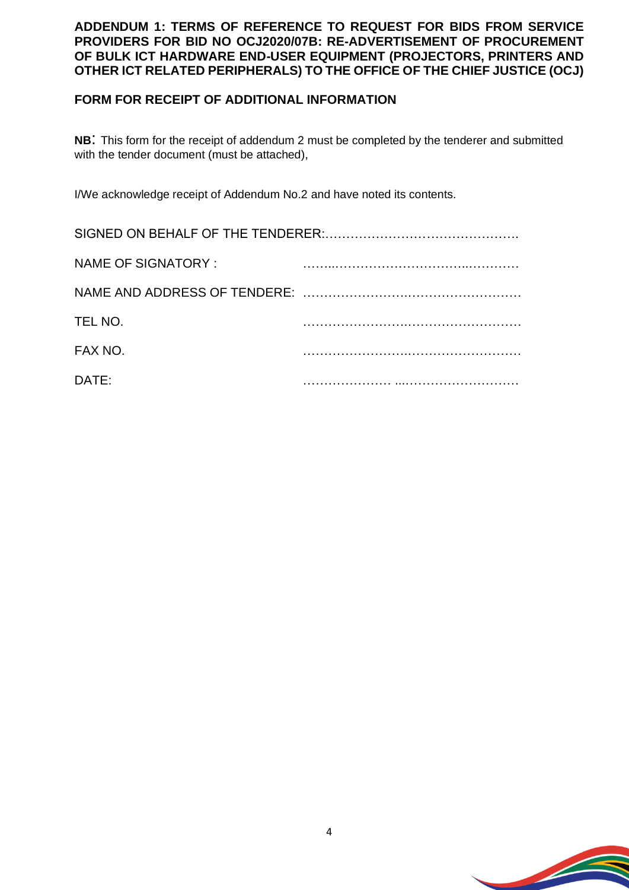**ADDENDUM 1: TERMS OF REFERENCE TO REQUEST FOR BIDS FROM SERVICE PROVIDERS FOR BID NO OCJ2020/07B: RE-ADVERTISEMENT OF PROCUREMENT OF BULK ICT HARDWARE END-USER EQUIPMENT (PROJECTORS, PRINTERS AND OTHER ICT RELATED PERIPHERALS) TO THE OFFICE OF THE CHIEF JUSTICE (OCJ)**

**FORM FOR RECEIPT OF ADDITIONAL INFORMATION**

**NB**: This form for the receipt of addendum 2 must be completed by the tenderer and submitted with the tender document (must be attached),

I/We acknowledge receipt of Addendum No.2 and have noted its contents.

SIGNED ON BEHALF OF THE TENDERER:……………………………………….

NAME OF SIGNATORY : ……..…………………………...…………

NAME AND ADDRESS OF TENDERE: …………………….……….….…………

TEL NO. …………………….……………………….

FAX NO. …………………….……….….…………

DATE: ………………… ...………………………